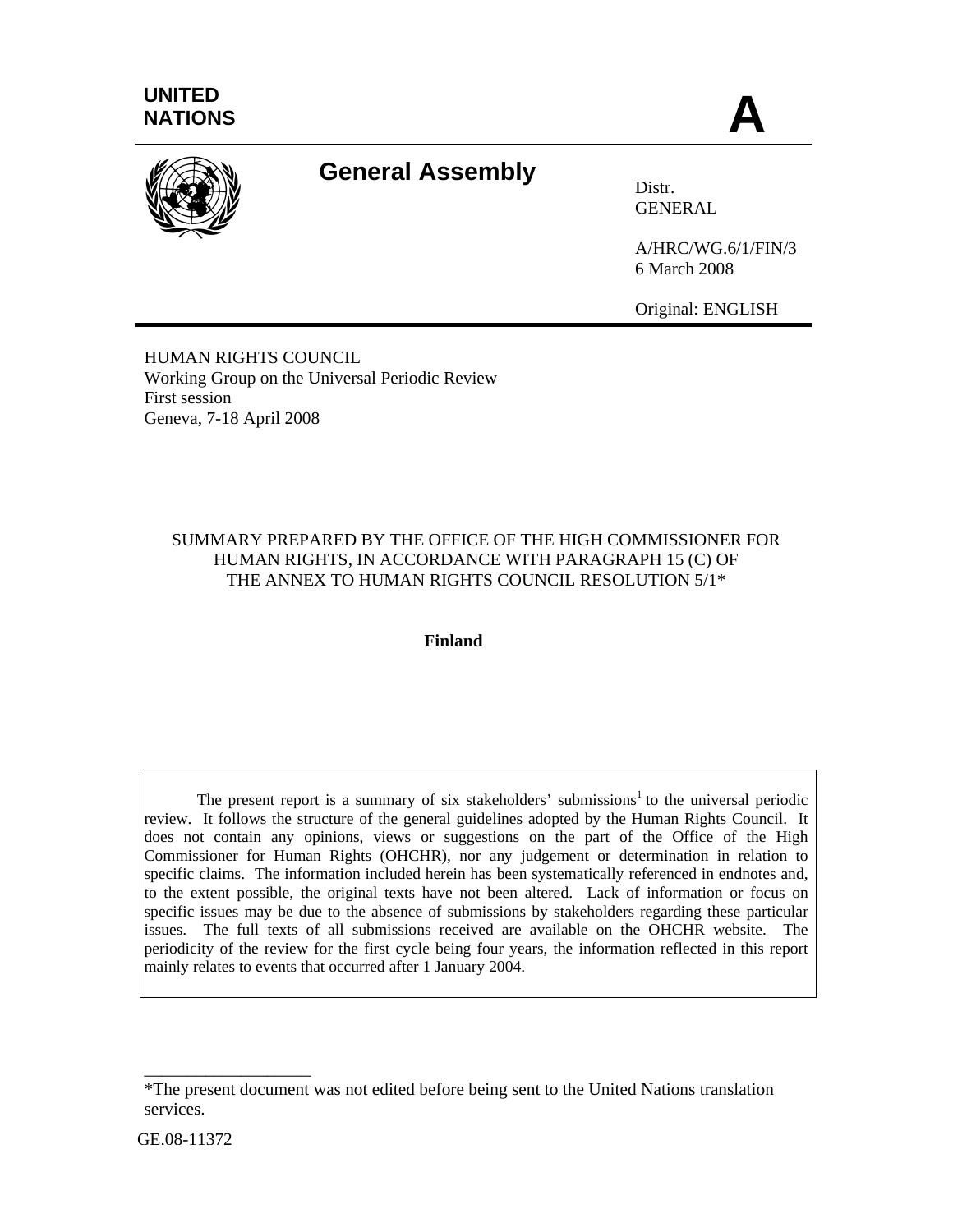UNITED NATIONS

A

# General Assembly

Distr.
GENERAL

A/HRC/WG.6/1/FIN/3
6 March 2008

Original: ENGLISH

HUMAN RIGHTS COUNCIL
Working Group on the Universal Periodic Review
First session
Geneva, 7-18 April 2008

SUMMARY PREPARED BY THE OFFICE OF THE HIGH COMMISSIONER FOR HUMAN RIGHTS, IN ACCORDANCE WITH PARAGRAPH 15 (C) OF THE ANNEX TO HUMAN RIGHTS COUNCIL RESOLUTION 5/1*

**Finland**

The present report is a summary of six stakeholders' submissions[1] to the universal periodic review. It follows the structure of the general guidelines adopted by the Human Rights Council. It does not contain any opinions, views or suggestions on the part of the Office of the High Commissioner for Human Rights (OHCHR), nor any judgement or determination in relation to specific claims. The information included herein has been systematically referenced in endnotes and, to the extent possible, the original texts have not been altered. Lack of information or focus on specific issues may be due to the absence of submissions by stakeholders regarding these particular issues. The full texts of all submissions received are available on the OHCHR website. The periodicity of the review for the first cycle being four years, the information reflected in this report mainly relates to events that occurred after 1 January 2004.

*The present document was not edited before being sent to the United Nations translation services.

GE.08-11372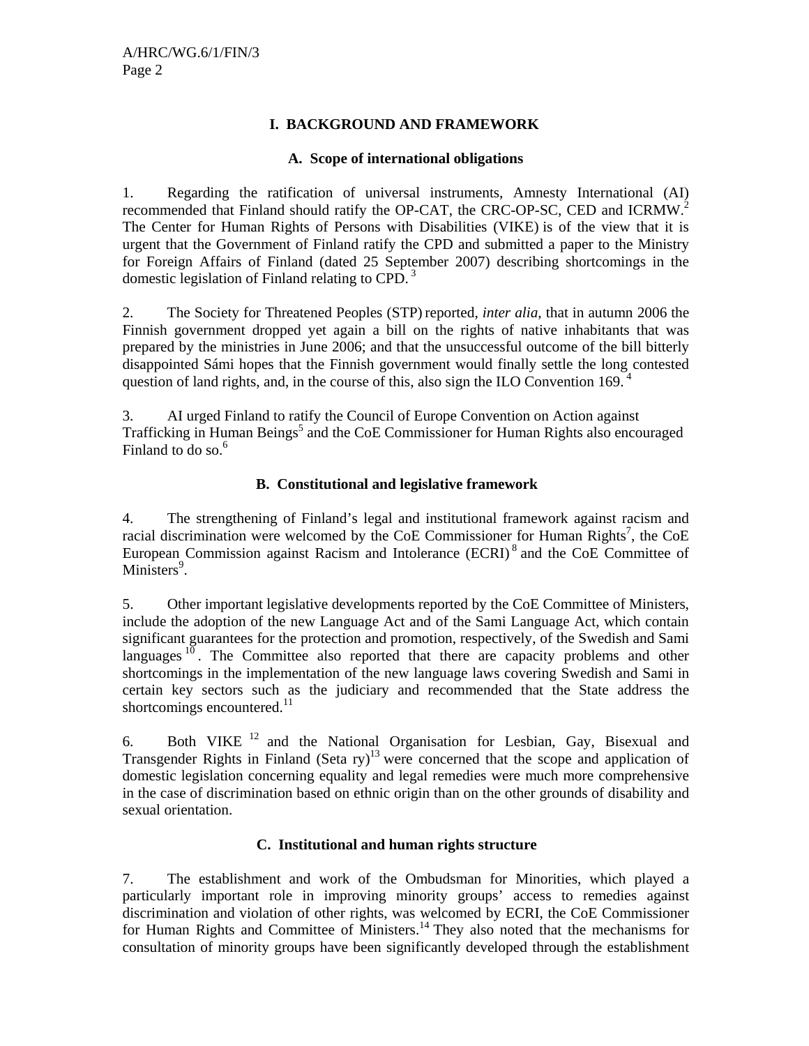## I. BACKGROUND AND FRAMEWORK

### A. Scope of international obligations

1. Regarding the ratification of universal instruments, Amnesty International (AI) recommended that Finland should ratify the OP-CAT, the CRC-OP-SC, CED and ICRMW.[2] The Center for Human Rights of Persons with Disabilities (VIKE) is of the view that it is urgent that the Government of Finland ratify the CPD and submitted a paper to the Ministry for Foreign Affairs of Finland (dated 25 September 2007) describing shortcomings in the domestic legislation of Finland relating to CPD.[3]

2. The Society for Threatened Peoples (STP) reported, *inter alia*, that in autumn 2006 the Finnish government dropped yet again a bill on the rights of native inhabitants that was prepared by the ministries in June 2006; and that the unsuccessful outcome of the bill bitterly disappointed Sámi hopes that the Finnish government would finally settle the long contested question of land rights, and, in the course of this, also sign the ILO Convention 169.[4]

3. AI urged Finland to ratify the Council of Europe Convention on Action against Trafficking in Human Beings[5] and the CoE Commissioner for Human Rights also encouraged Finland to do so.[6]

### B. Constitutional and legislative framework

4. The strengthening of Finland's legal and institutional framework against racism and racial discrimination were welcomed by the CoE Commissioner for Human Rights[7], the CoE European Commission against Racism and Intolerance (ECRI)[8] and the CoE Committee of Ministers[9].

5. Other important legislative developments reported by the CoE Committee of Ministers, include the adoption of the new Language Act and of the Sami Language Act, which contain significant guarantees for the protection and promotion, respectively, of the Swedish and Sami languages[10]. The Committee also reported that there are capacity problems and other shortcomings in the implementation of the new language laws covering Swedish and Sami in certain key sectors such as the judiciary and recommended that the State address the shortcomings encountered.[11]

6. Both VIKE[12] and the National Organisation for Lesbian, Gay, Bisexual and Transgender Rights in Finland (Seta ry)[13] were concerned that the scope and application of domestic legislation concerning equality and legal remedies were much more comprehensive in the case of discrimination based on ethnic origin than on the other grounds of disability and sexual orientation.

### C. Institutional and human rights structure

7. The establishment and work of the Ombudsman for Minorities, which played a particularly important role in improving minority groups' access to remedies against discrimination and violation of other rights, was welcomed by ECRI, the CoE Commissioner for Human Rights and Committee of Ministers.[14] They also noted that the mechanisms for consultation of minority groups have been significantly developed through the establishment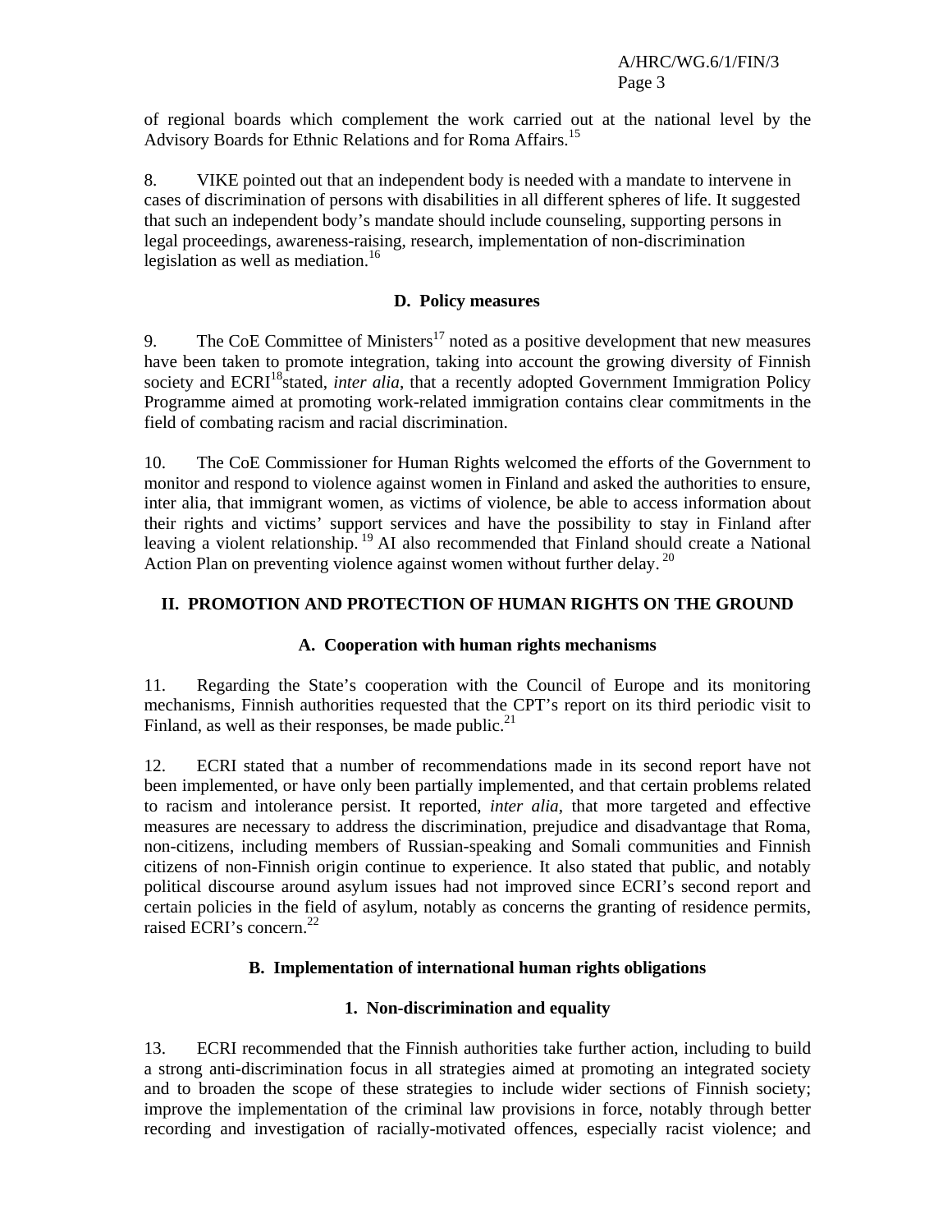of regional boards which complement the work carried out at the national level by the Advisory Boards for Ethnic Relations and for Roma Affairs.[15]

8. VIKE pointed out that an independent body is needed with a mandate to intervene in cases of discrimination of persons with disabilities in all different spheres of life. It suggested that such an independent body's mandate should include counseling, supporting persons in legal proceedings, awareness-raising, research, implementation of non-discrimination legislation as well as mediation.[16]

### D. Policy measures

9. The CoE Committee of Ministers[17] noted as a positive development that new measures have been taken to promote integration, taking into account the growing diversity of Finnish society and ECRI[18] stated, *inter alia*, that a recently adopted Government Immigration Policy Programme aimed at promoting work-related immigration contains clear commitments in the field of combating racism and racial discrimination.

10. The CoE Commissioner for Human Rights welcomed the efforts of the Government to monitor and respond to violence against women in Finland and asked the authorities to ensure, inter alia, that immigrant women, as victims of violence, be able to access information about their rights and victims' support services and have the possibility to stay in Finland after leaving a violent relationship.[19] AI also recommended that Finland should create a National Action Plan on preventing violence against women without further delay.[20]

## II. PROMOTION AND PROTECTION OF HUMAN RIGHTS ON THE GROUND

### A. Cooperation with human rights mechanisms

11. Regarding the State's cooperation with the Council of Europe and its monitoring mechanisms, Finnish authorities requested that the CPT's report on its third periodic visit to Finland, as well as their responses, be made public.[21]

12. ECRI stated that a number of recommendations made in its second report have not been implemented, or have only been partially implemented, and that certain problems related to racism and intolerance persist. It reported, *inter alia*, that more targeted and effective measures are necessary to address the discrimination, prejudice and disadvantage that Roma, non-citizens, including members of Russian-speaking and Somali communities and Finnish citizens of non-Finnish origin continue to experience. It also stated that public, and notably political discourse around asylum issues had not improved since ECRI's second report and certain policies in the field of asylum, notably as concerns the granting of residence permits, raised ECRI's concern.[22]

### B. Implementation of international human rights obligations

#### 1. Non-discrimination and equality

13. ECRI recommended that the Finnish authorities take further action, including to build a strong anti-discrimination focus in all strategies aimed at promoting an integrated society and to broaden the scope of these strategies to include wider sections of Finnish society; improve the implementation of the criminal law provisions in force, notably through better recording and investigation of racially-motivated offences, especially racist violence; and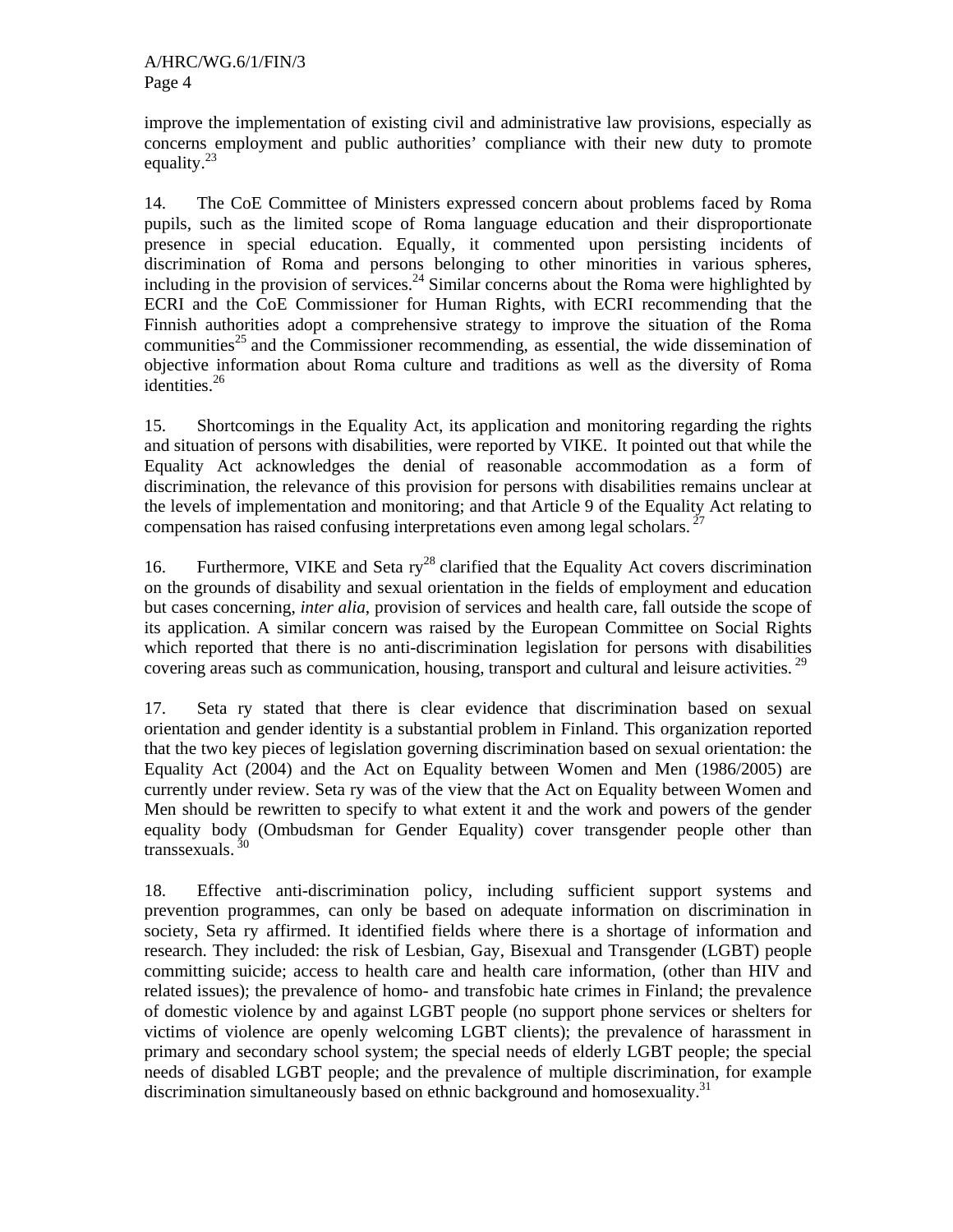improve the implementation of existing civil and administrative law provisions, especially as concerns employment and public authorities' compliance with their new duty to promote equality.[23]

14. The CoE Committee of Ministers expressed concern about problems faced by Roma pupils, such as the limited scope of Roma language education and their disproportionate presence in special education. Equally, it commented upon persisting incidents of discrimination of Roma and persons belonging to other minorities in various spheres, including in the provision of services.[24] Similar concerns about the Roma were highlighted by ECRI and the CoE Commissioner for Human Rights, with ECRI recommending that the Finnish authorities adopt a comprehensive strategy to improve the situation of the Roma communities[25] and the Commissioner recommending, as essential, the wide dissemination of objective information about Roma culture and traditions as well as the diversity of Roma identities.[26]

15. Shortcomings in the Equality Act, its application and monitoring regarding the rights and situation of persons with disabilities, were reported by VIKE. It pointed out that while the Equality Act acknowledges the denial of reasonable accommodation as a form of discrimination, the relevance of this provision for persons with disabilities remains unclear at the levels of implementation and monitoring; and that Article 9 of the Equality Act relating to compensation has raised confusing interpretations even among legal scholars.[27]

16. Furthermore, VIKE and Seta ry[28] clarified that the Equality Act covers discrimination on the grounds of disability and sexual orientation in the fields of employment and education but cases concerning, *inter alia*, provision of services and health care, fall outside the scope of its application. A similar concern was raised by the European Committee on Social Rights which reported that there is no anti-discrimination legislation for persons with disabilities covering areas such as communication, housing, transport and cultural and leisure activities.[29]

17. Seta ry stated that there is clear evidence that discrimination based on sexual orientation and gender identity is a substantial problem in Finland. This organization reported that the two key pieces of legislation governing discrimination based on sexual orientation: the Equality Act (2004) and the Act on Equality between Women and Men (1986/2005) are currently under review. Seta ry was of the view that the Act on Equality between Women and Men should be rewritten to specify to what extent it and the work and powers of the gender equality body (Ombudsman for Gender Equality) cover transgender people other than transsexuals.[30]

18. Effective anti-discrimination policy, including sufficient support systems and prevention programmes, can only be based on adequate information on discrimination in society, Seta ry affirmed. It identified fields where there is a shortage of information and research. They included: the risk of Lesbian, Gay, Bisexual and Transgender (LGBT) people committing suicide; access to health care and health care information, (other than HIV and related issues); the prevalence of homo- and transfobic hate crimes in Finland; the prevalence of domestic violence by and against LGBT people (no support phone services or shelters for victims of violence are openly welcoming LGBT clients); the prevalence of harassment in primary and secondary school system; the special needs of elderly LGBT people; the special needs of disabled LGBT people; and the prevalence of multiple discrimination, for example discrimination simultaneously based on ethnic background and homosexuality.[31]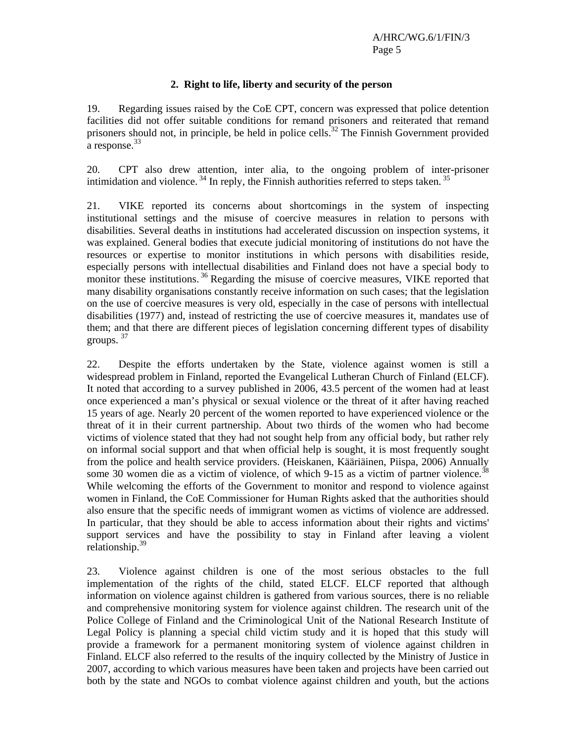### 2. Right to life, liberty and security of the person

19. Regarding issues raised by the CoE CPT, concern was expressed that police detention facilities did not offer suitable conditions for remand prisoners and reiterated that remand prisoners should not, in principle, be held in police cells.[32] The Finnish Government provided a response.[33]

20. CPT also drew attention, inter alia, to the ongoing problem of inter-prisoner intimidation and violence.[34] In reply, the Finnish authorities referred to steps taken.[35]

21. VIKE reported its concerns about shortcomings in the system of inspecting institutional settings and the misuse of coercive measures in relation to persons with disabilities. Several deaths in institutions had accelerated discussion on inspection systems, it was explained. General bodies that execute judicial monitoring of institutions do not have the resources or expertise to monitor institutions in which persons with disabilities reside, especially persons with intellectual disabilities and Finland does not have a special body to monitor these institutions.[36] Regarding the misuse of coercive measures, VIKE reported that many disability organisations constantly receive information on such cases; that the legislation on the use of coercive measures is very old, especially in the case of persons with intellectual disabilities (1977) and, instead of restricting the use of coercive measures it, mandates use of them; and that there are different pieces of legislation concerning different types of disability groups.[37]

22. Despite the efforts undertaken by the State, violence against women is still a widespread problem in Finland, reported the Evangelical Lutheran Church of Finland (ELCF). It noted that according to a survey published in 2006, 43.5 percent of the women had at least once experienced a man's physical or sexual violence or the threat of it after having reached 15 years of age. Nearly 20 percent of the women reported to have experienced violence or the threat of it in their current partnership. About two thirds of the women who had become victims of violence stated that they had not sought help from any official body, but rather rely on informal social support and that when official help is sought, it is most frequently sought from the police and health service providers. (Heiskanen, Kääriäinen, Piispa, 2006) Annually some 30 women die as a victim of violence, of which 9-15 as a victim of partner violence.[38] While welcoming the efforts of the Government to monitor and respond to violence against women in Finland, the CoE Commissioner for Human Rights asked that the authorities should also ensure that the specific needs of immigrant women as victims of violence are addressed. In particular, that they should be able to access information about their rights and victims' support services and have the possibility to stay in Finland after leaving a violent relationship.[39]

23. Violence against children is one of the most serious obstacles to the full implementation of the rights of the child, stated ELCF. ELCF reported that although information on violence against children is gathered from various sources, there is no reliable and comprehensive monitoring system for violence against children. The research unit of the Police College of Finland and the Criminological Unit of the National Research Institute of Legal Policy is planning a special child victim study and it is hoped that this study will provide a framework for a permanent monitoring system of violence against children in Finland. ELCF also referred to the results of the inquiry collected by the Ministry of Justice in 2007, according to which various measures have been taken and projects have been carried out both by the state and NGOs to combat violence against children and youth, but the actions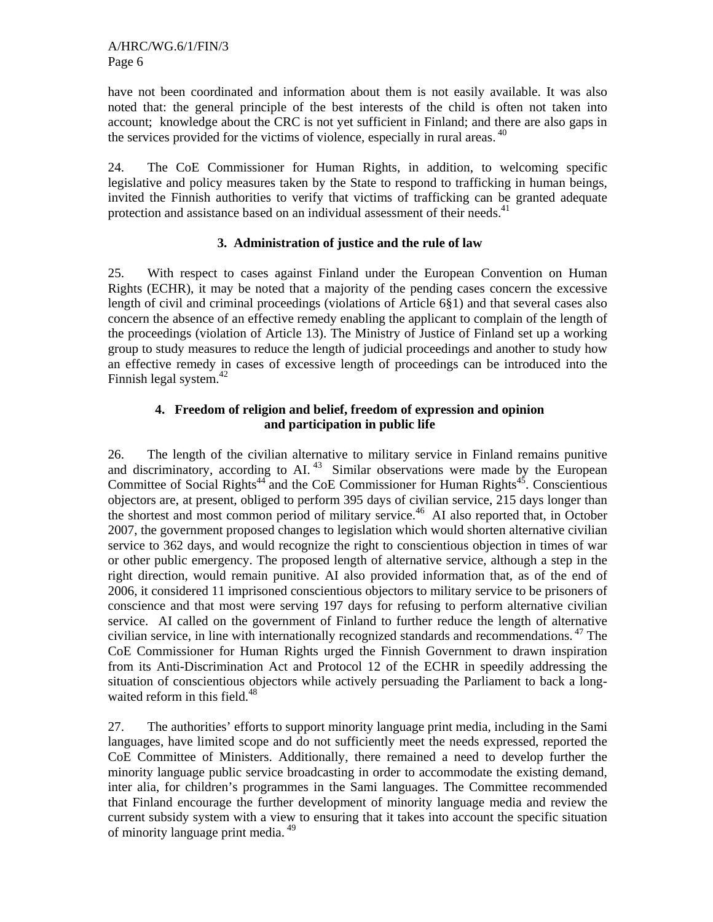have not been coordinated and information about them is not easily available. It was also noted that: the general principle of the best interests of the child is often not taken into account; knowledge about the CRC is not yet sufficient in Finland; and there are also gaps in the services provided for the victims of violence, especially in rural areas. [40]

24. The CoE Commissioner for Human Rights, in addition, to welcoming specific legislative and policy measures taken by the State to respond to trafficking in human beings, invited the Finnish authorities to verify that victims of trafficking can be granted adequate protection and assistance based on an individual assessment of their needs.[41]

### 3. Administration of justice and the rule of law

25. With respect to cases against Finland under the European Convention on Human Rights (ECHR), it may be noted that a majority of the pending cases concern the excessive length of civil and criminal proceedings (violations of Article 6§1) and that several cases also concern the absence of an effective remedy enabling the applicant to complain of the length of the proceedings (violation of Article 13). The Ministry of Justice of Finland set up a working group to study measures to reduce the length of judicial proceedings and another to study how an effective remedy in cases of excessive length of proceedings can be introduced into the Finnish legal system.[42]

### 4. Freedom of religion and belief, freedom of expression and opinion and participation in public life

26. The length of the civilian alternative to military service in Finland remains punitive and discriminatory, according to AI. [43] Similar observations were made by the European Committee of Social Rights[44] and the CoE Commissioner for Human Rights[45]. Conscientious objectors are, at present, obliged to perform 395 days of civilian service, 215 days longer than the shortest and most common period of military service.[46] AI also reported that, in October 2007, the government proposed changes to legislation which would shorten alternative civilian service to 362 days, and would recognize the right to conscientious objection in times of war or other public emergency. The proposed length of alternative service, although a step in the right direction, would remain punitive. AI also provided information that, as of the end of 2006, it considered 11 imprisoned conscientious objectors to military service to be prisoners of conscience and that most were serving 197 days for refusing to perform alternative civilian service. AI called on the government of Finland to further reduce the length of alternative civilian service, in line with internationally recognized standards and recommendations. [47] The CoE Commissioner for Human Rights urged the Finnish Government to drawn inspiration from its Anti-Discrimination Act and Protocol 12 of the ECHR in speedily addressing the situation of conscientious objectors while actively persuading the Parliament to back a long-waited reform in this field.[48]

27. The authorities' efforts to support minority language print media, including in the Sami languages, have limited scope and do not sufficiently meet the needs expressed, reported the CoE Committee of Ministers. Additionally, there remained a need to develop further the minority language public service broadcasting in order to accommodate the existing demand, inter alia, for children's programmes in the Sami languages. The Committee recommended that Finland encourage the further development of minority language media and review the current subsidy system with a view to ensuring that it takes into account the specific situation of minority language print media. [49]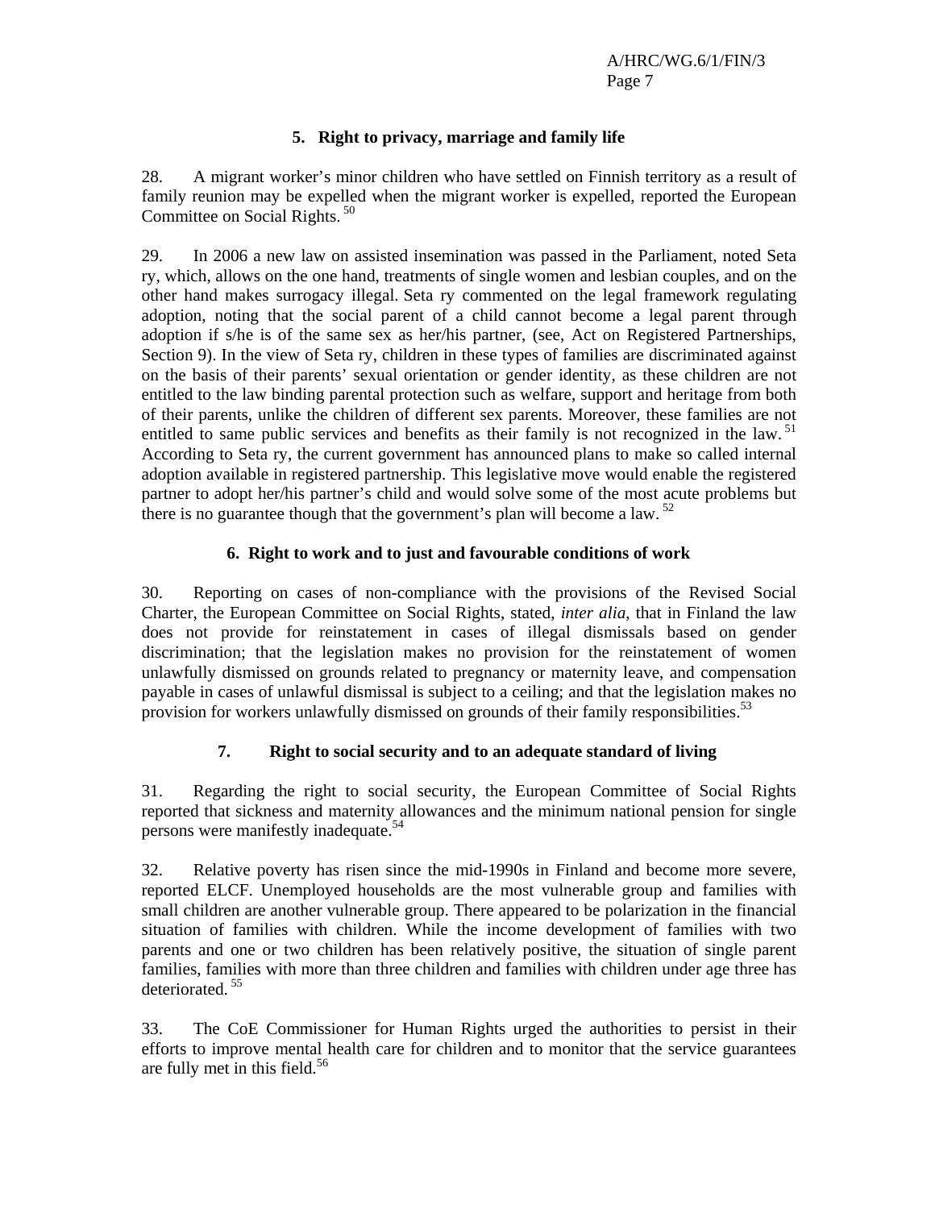### 5. Right to privacy, marriage and family life

28. A migrant worker's minor children who have settled on Finnish territory as a result of family reunion may be expelled when the migrant worker is expelled, reported the European Committee on Social Rights.[50]

29. In 2006 a new law on assisted insemination was passed in the Parliament, noted Seta ry, which, allows on the one hand, treatments of single women and lesbian couples, and on the other hand makes surrogacy illegal. Seta ry commented on the legal framework regulating adoption, noting that the social parent of a child cannot become a legal parent through adoption if s/he is of the same sex as her/his partner, (see, Act on Registered Partnerships, Section 9). In the view of Seta ry, children in these types of families are discriminated against on the basis of their parents' sexual orientation or gender identity, as these children are not entitled to the law binding parental protection such as welfare, support and heritage from both of their parents, unlike the children of different sex parents. Moreover, these families are not entitled to same public services and benefits as their family is not recognized in the law.[51] According to Seta ry, the current government has announced plans to make so called internal adoption available in registered partnership. This legislative move would enable the registered partner to adopt her/his partner's child and would solve some of the most acute problems but there is no guarantee though that the government's plan will become a law.[52]

### 6. Right to work and to just and favourable conditions of work

30. Reporting on cases of non-compliance with the provisions of the Revised Social Charter, the European Committee on Social Rights, stated, *inter alia*, that in Finland the law does not provide for reinstatement in cases of illegal dismissals based on gender discrimination; that the legislation makes no provision for the reinstatement of women unlawfully dismissed on grounds related to pregnancy or maternity leave, and compensation payable in cases of unlawful dismissal is subject to a ceiling; and that the legislation makes no provision for workers unlawfully dismissed on grounds of their family responsibilities.[53]

### 7. Right to social security and to an adequate standard of living

31. Regarding the right to social security, the European Committee of Social Rights reported that sickness and maternity allowances and the minimum national pension for single persons were manifestly inadequate.[54]

32. Relative poverty has risen since the mid-1990s in Finland and become more severe, reported ELCF. Unemployed households are the most vulnerable group and families with small children are another vulnerable group. There appeared to be polarization in the financial situation of families with children. While the income development of families with two parents and one or two children has been relatively positive, the situation of single parent families, families with more than three children and families with children under age three has deteriorated.[55]

33. The CoE Commissioner for Human Rights urged the authorities to persist in their efforts to improve mental health care for children and to monitor that the service guarantees are fully met in this field.[56]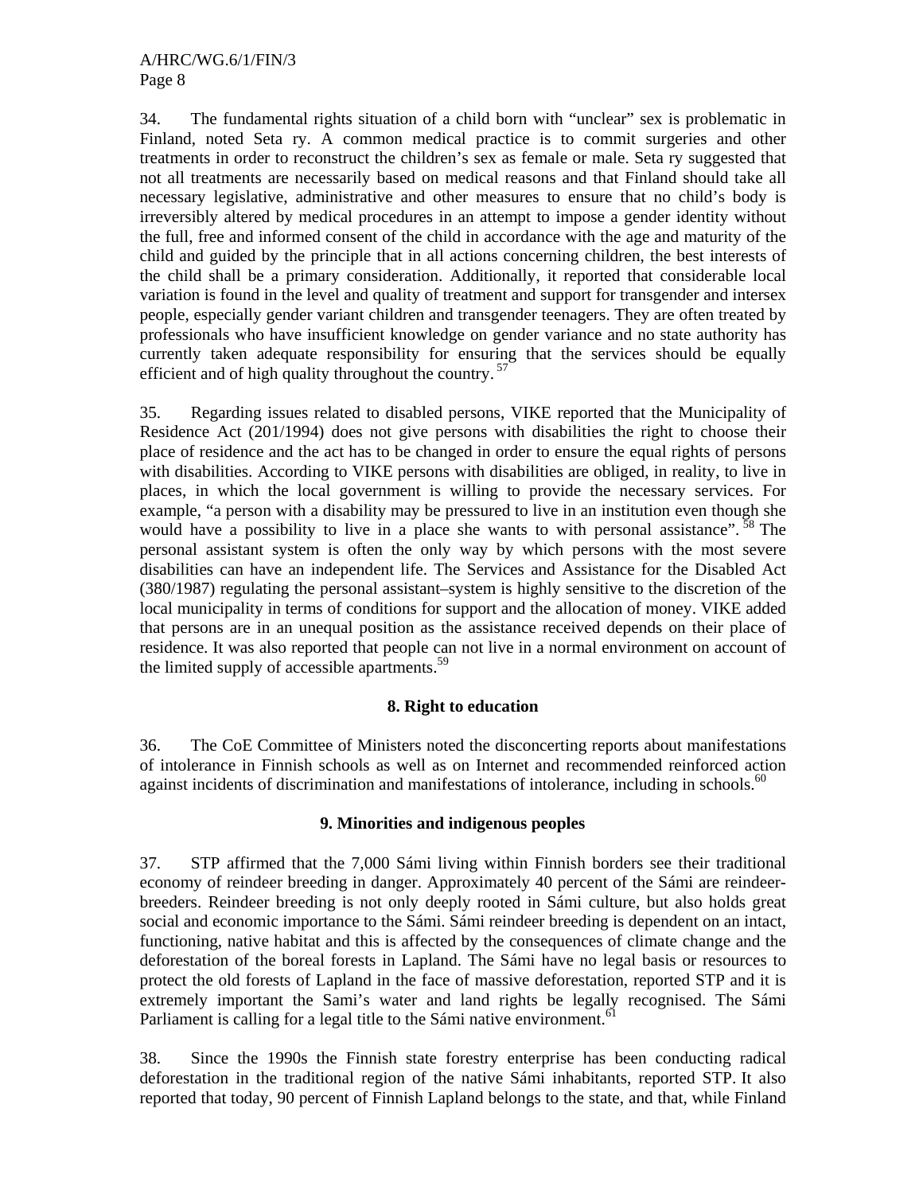34. The fundamental rights situation of a child born with “unclear” sex is problematic in Finland, noted Seta ry. A common medical practice is to commit surgeries and other treatments in order to reconstruct the children’s sex as female or male. Seta ry suggested that not all treatments are necessarily based on medical reasons and that Finland should take all necessary legislative, administrative and other measures to ensure that no child’s body is irreversibly altered by medical procedures in an attempt to impose a gender identity without the full, free and informed consent of the child in accordance with the age and maturity of the child and guided by the principle that in all actions concerning children, the best interests of the child shall be a primary consideration. Additionally, it reported that considerable local variation is found in the level and quality of treatment and support for transgender and intersex people, especially gender variant children and transgender teenagers. They are often treated by professionals who have insufficient knowledge on gender variance and no state authority has currently taken adequate responsibility for ensuring that the services should be equally efficient and of high quality throughout the country.[57]

35. Regarding issues related to disabled persons, VIKE reported that the Municipality of Residence Act (201/1994) does not give persons with disabilities the right to choose their place of residence and the act has to be changed in order to ensure the equal rights of persons with disabilities. According to VIKE persons with disabilities are obliged, in reality, to live in places, in which the local government is willing to provide the necessary services. For example, “a person with a disability may be pressured to live in an institution even though she would have a possibility to live in a place she wants to with personal assistance”.[58] The personal assistant system is often the only way by which persons with the most severe disabilities can have an independent life. The Services and Assistance for the Disabled Act (380/1987) regulating the personal assistant–system is highly sensitive to the discretion of the local municipality in terms of conditions for support and the allocation of money. VIKE added that persons are in an unequal position as the assistance received depends on their place of residence. It was also reported that people can not live in a normal environment on account of the limited supply of accessible apartments.[59]

### 8. Right to education

36. The CoE Committee of Ministers noted the disconcerting reports about manifestations of intolerance in Finnish schools as well as on Internet and recommended reinforced action against incidents of discrimination and manifestations of intolerance, including in schools.[60]

### 9. Minorities and indigenous peoples

37. STP affirmed that the 7,000 Sámi living within Finnish borders see their traditional economy of reindeer breeding in danger. Approximately 40 percent of the Sámi are reindeer-breeders. Reindeer breeding is not only deeply rooted in Sámi culture, but also holds great social and economic importance to the Sámi. Sámi reindeer breeding is dependent on an intact, functioning, native habitat and this is affected by the consequences of climate change and the deforestation of the boreal forests in Lapland. The Sámi have no legal basis or resources to protect the old forests of Lapland in the face of massive deforestation, reported STP and it is extremely important the Sami’s water and land rights be legally recognised. The Sámi Parliament is calling for a legal title to the Sámi native environment.[61]

38. Since the 1990s the Finnish state forestry enterprise has been conducting radical deforestation in the traditional region of the native Sámi inhabitants, reported STP. It also reported that today, 90 percent of Finnish Lapland belongs to the state, and that, while Finland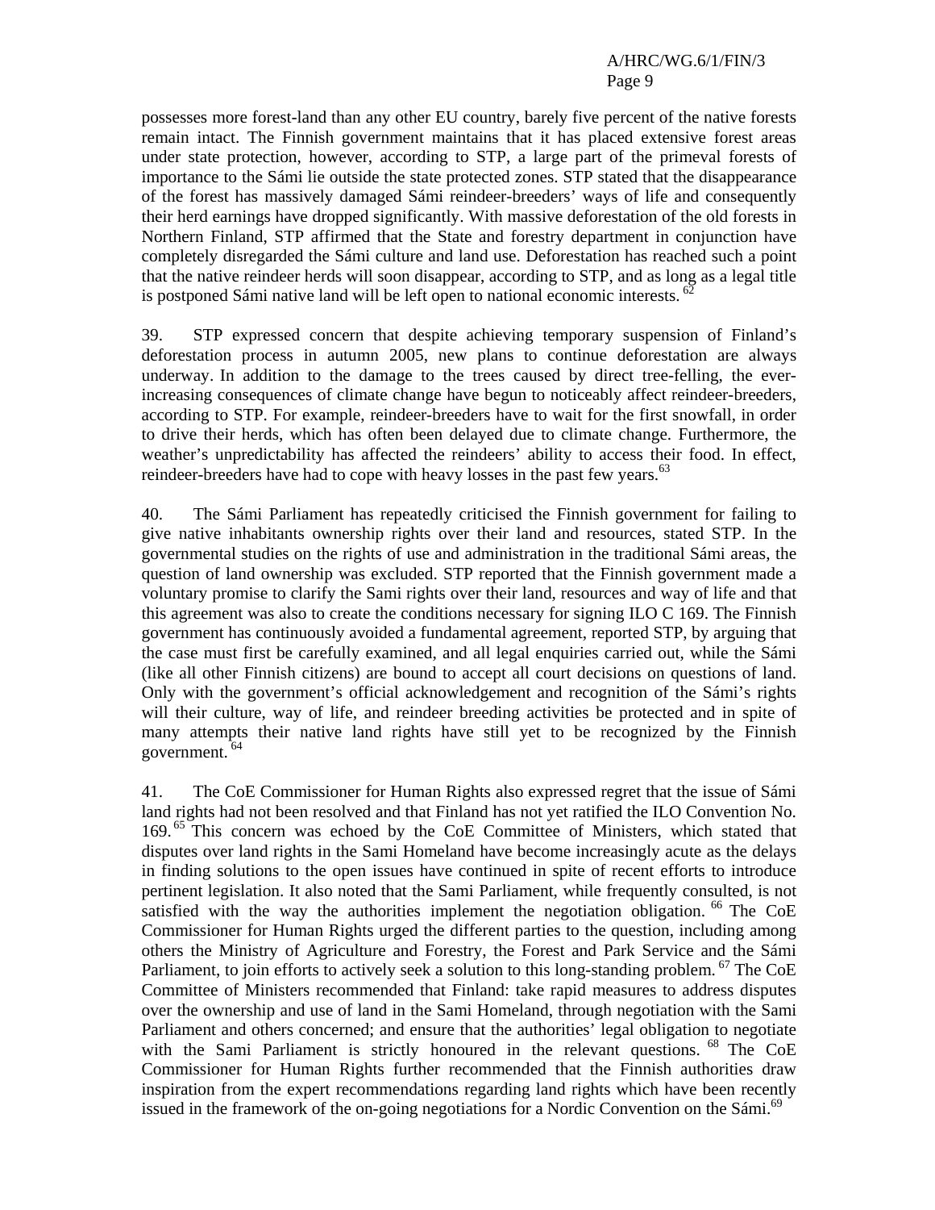possesses more forest-land than any other EU country, barely five percent of the native forests remain intact. The Finnish government maintains that it has placed extensive forest areas under state protection, however, according to STP, a large part of the primeval forests of importance to the Sámi lie outside the state protected zones. STP stated that the disappearance of the forest has massively damaged Sámi reindeer-breeders' ways of life and consequently their herd earnings have dropped significantly. With massive deforestation of the old forests in Northern Finland, STP affirmed that the State and forestry department in conjunction have completely disregarded the Sámi culture and land use. Deforestation has reached such a point that the native reindeer herds will soon disappear, according to STP, and as long as a legal title is postponed Sámi native land will be left open to national economic interests. [62]

39. STP expressed concern that despite achieving temporary suspension of Finland's deforestation process in autumn 2005, new plans to continue deforestation are always underway. In addition to the damage to the trees caused by direct tree-felling, the ever-increasing consequences of climate change have begun to noticeably affect reindeer-breeders, according to STP. For example, reindeer-breeders have to wait for the first snowfall, in order to drive their herds, which has often been delayed due to climate change. Furthermore, the weather's unpredictability has affected the reindeers' ability to access their food. In effect, reindeer-breeders have had to cope with heavy losses in the past few years.[63]

40. The Sámi Parliament has repeatedly criticised the Finnish government for failing to give native inhabitants ownership rights over their land and resources, stated STP. In the governmental studies on the rights of use and administration in the traditional Sámi areas, the question of land ownership was excluded. STP reported that the Finnish government made a voluntary promise to clarify the Sami rights over their land, resources and way of life and that this agreement was also to create the conditions necessary for signing ILO C 169. The Finnish government has continuously avoided a fundamental agreement, reported STP, by arguing that the case must first be carefully examined, and all legal enquiries carried out, while the Sámi (like all other Finnish citizens) are bound to accept all court decisions on questions of land. Only with the government's official acknowledgement and recognition of the Sámi's rights will their culture, way of life, and reindeer breeding activities be protected and in spite of many attempts their native land rights have still yet to be recognized by the Finnish government. [64]

41. The CoE Commissioner for Human Rights also expressed regret that the issue of Sámi land rights had not been resolved and that Finland has not yet ratified the ILO Convention No. 169. [65] This concern was echoed by the CoE Committee of Ministers, which stated that disputes over land rights in the Sami Homeland have become increasingly acute as the delays in finding solutions to the open issues have continued in spite of recent efforts to introduce pertinent legislation. It also noted that the Sami Parliament, while frequently consulted, is not satisfied with the way the authorities implement the negotiation obligation. [66] The CoE Commissioner for Human Rights urged the different parties to the question, including among others the Ministry of Agriculture and Forestry, the Forest and Park Service and the Sámi Parliament, to join efforts to actively seek a solution to this long-standing problem. [67] The CoE Committee of Ministers recommended that Finland: take rapid measures to address disputes over the ownership and use of land in the Sami Homeland, through negotiation with the Sami Parliament and others concerned; and ensure that the authorities' legal obligation to negotiate with the Sami Parliament is strictly honoured in the relevant questions. [68] The CoE Commissioner for Human Rights further recommended that the Finnish authorities draw inspiration from the expert recommendations regarding land rights which have been recently issued in the framework of the on-going negotiations for a Nordic Convention on the Sámi.[69]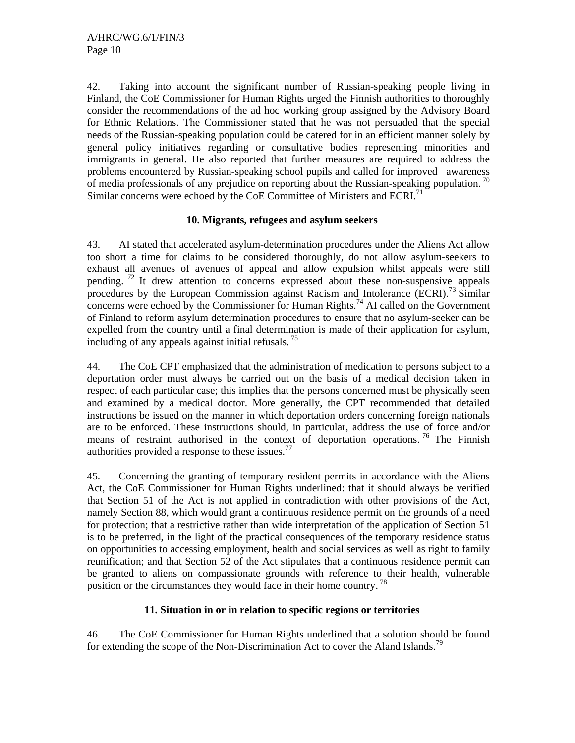42. Taking into account the significant number of Russian-speaking people living in Finland, the CoE Commissioner for Human Rights urged the Finnish authorities to thoroughly consider the recommendations of the ad hoc working group assigned by the Advisory Board for Ethnic Relations. The Commissioner stated that he was not persuaded that the special needs of the Russian-speaking population could be catered for in an efficient manner solely by general policy initiatives regarding or consultative bodies representing minorities and immigrants in general. He also reported that further measures are required to address the problems encountered by Russian-speaking school pupils and called for improved awareness of media professionals of any prejudice on reporting about the Russian-speaking population.[70] Similar concerns were echoed by the CoE Committee of Ministers and ECRI.[71]

### 10. Migrants, refugees and asylum seekers

43. AI stated that accelerated asylum-determination procedures under the Aliens Act allow too short a time for claims to be considered thoroughly, do not allow asylum-seekers to exhaust all avenues of avenues of appeal and allow expulsion whilst appeals were still pending.[72] It drew attention to concerns expressed about these non-suspensive appeals procedures by the European Commission against Racism and Intolerance (ECRI).[73] Similar concerns were echoed by the Commissioner for Human Rights.[74] AI called on the Government of Finland to reform asylum determination procedures to ensure that no asylum-seeker can be expelled from the country until a final determination is made of their application for asylum, including of any appeals against initial refusals.[75]

44. The CoE CPT emphasized that the administration of medication to persons subject to a deportation order must always be carried out on the basis of a medical decision taken in respect of each particular case; this implies that the persons concerned must be physically seen and examined by a medical doctor. More generally, the CPT recommended that detailed instructions be issued on the manner in which deportation orders concerning foreign nationals are to be enforced. These instructions should, in particular, address the use of force and/or means of restraint authorised in the context of deportation operations.[76] The Finnish authorities provided a response to these issues.[77]

45. Concerning the granting of temporary resident permits in accordance with the Aliens Act, the CoE Commissioner for Human Rights underlined: that it should always be verified that Section 51 of the Act is not applied in contradiction with other provisions of the Act, namely Section 88, which would grant a continuous residence permit on the grounds of a need for protection; that a restrictive rather than wide interpretation of the application of Section 51 is to be preferred, in the light of the practical consequences of the temporary residence status on opportunities to accessing employment, health and social services as well as right to family reunification; and that Section 52 of the Act stipulates that a continuous residence permit can be granted to aliens on compassionate grounds with reference to their health, vulnerable position or the circumstances they would face in their home country.[78]

### 11. Situation in or in relation to specific regions or territories

46. The CoE Commissioner for Human Rights underlined that a solution should be found for extending the scope of the Non-Discrimination Act to cover the Aland Islands.[79]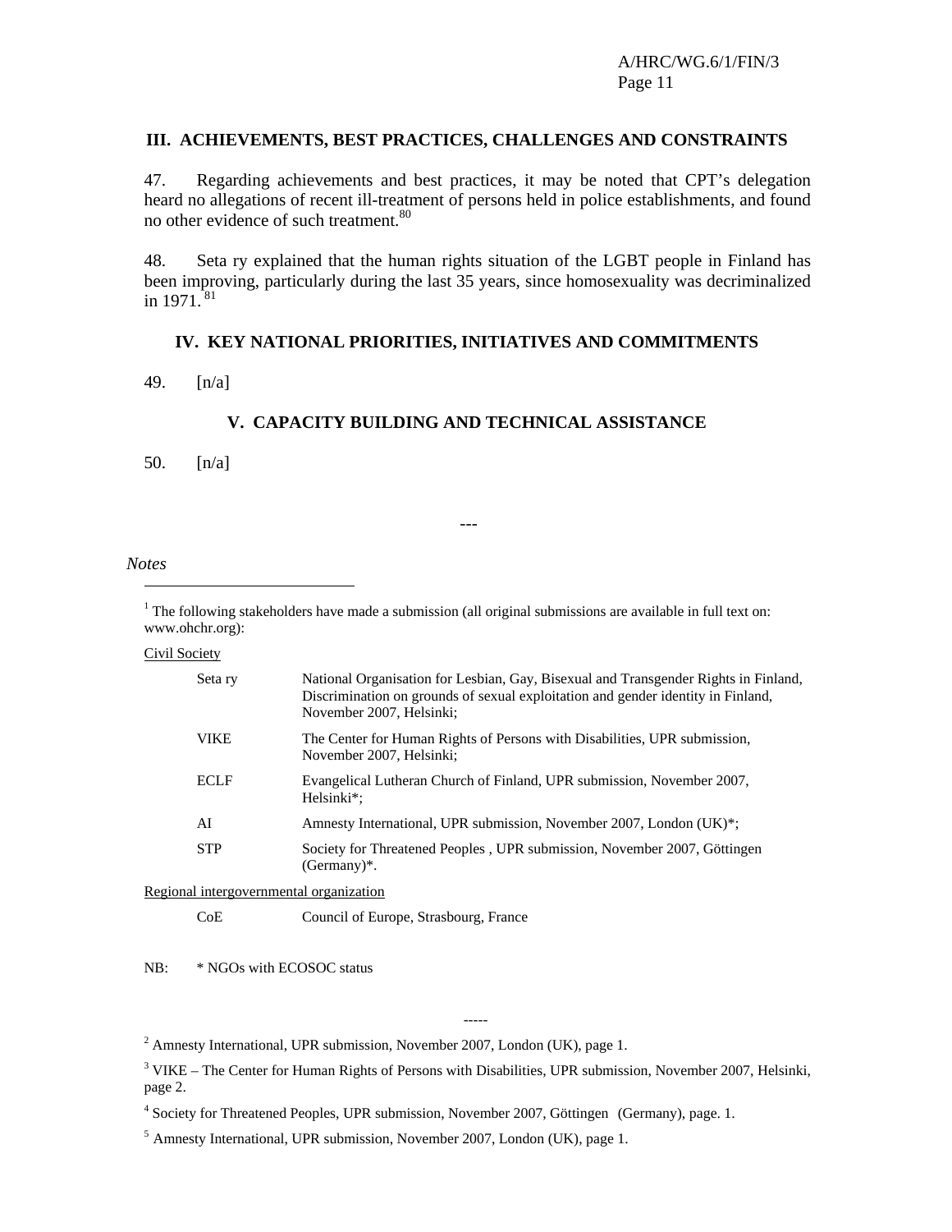## III. ACHIEVEMENTS, BEST PRACTICES, CHALLENGES AND CONSTRAINTS

47. Regarding achievements and best practices, it may be noted that CPT's delegation heard no allegations of recent ill-treatment of persons held in police establishments, and found no other evidence of such treatment.[80]

48. Seta ry explained that the human rights situation of the LGBT people in Finland has been improving, particularly during the last 35 years, since homosexuality was decriminalized in 1971.[81]

## IV. KEY NATIONAL PRIORITIES, INITIATIVES AND COMMITMENTS

49. [n/a]

## V. CAPACITY BUILDING AND TECHNICAL ASSISTANCE

50. [n/a]

---

*Notes*

[1] The following stakeholders have made a submission (all original submissions are available in full text on: www.ohchr.org):

Civil Society

| | |
|---|---|
| Seta ry | National Organisation for Lesbian, Gay, Bisexual and Transgender Rights in Finland, Discrimination on grounds of sexual exploitation and gender identity in Finland, November 2007, Helsinki; |
| VIKE | The Center for Human Rights of Persons with Disabilities, UPR submission, November 2007, Helsinki; |
| ECLF | Evangelical Lutheran Church of Finland, UPR submission, November 2007, Helsinki*; |
| AI | Amnesty International, UPR submission, November 2007, London (UK)*; |
| STP | Society for Threatened Peoples , UPR submission, November 2007, Göttingen (Germany)*. |

Regional intergovernmental organization

| | |
|---|---|
| CoE | Council of Europe, Strasbourg, France |

NB: * NGOs with ECOSOC status

-----

[2] Amnesty International, UPR submission, November 2007, London (UK), page 1.

[3] VIKE – The Center for Human Rights of Persons with Disabilities, UPR submission, November 2007, Helsinki, page 2.

[4] Society for Threatened Peoples, UPR submission, November 2007, Göttingen (Germany), page. 1.

[5] Amnesty International, UPR submission, November 2007, London (UK), page 1.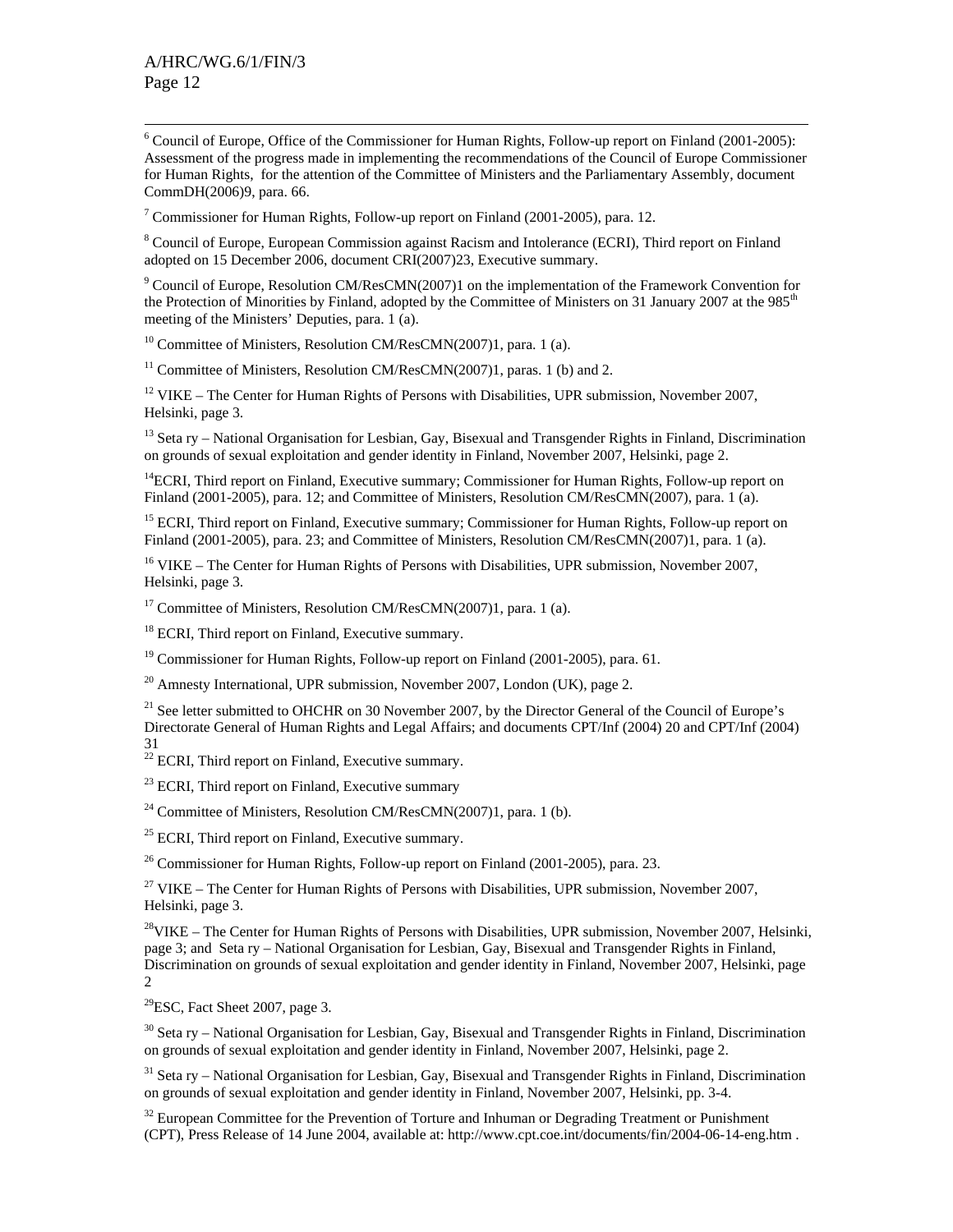[6] Council of Europe, Office of the Commissioner for Human Rights, Follow-up report on Finland (2001-2005): Assessment of the progress made in implementing the recommendations of the Council of Europe Commissioner for Human Rights, for the attention of the Committee of Ministers and the Parliamentary Assembly, document CommDH(2006)9, para. 66.

[7] Commissioner for Human Rights, Follow-up report on Finland (2001-2005), para. 12.

[8] Council of Europe, European Commission against Racism and Intolerance (ECRI), Third report on Finland adopted on 15 December 2006, document CRI(2007)23, Executive summary.

[9] Council of Europe, Resolution CM/ResCMN(2007)1 on the implementation of the Framework Convention for the Protection of Minorities by Finland, adopted by the Committee of Ministers on 31 January 2007 at the 985th meeting of the Ministers' Deputies, para. 1 (a).

[10] Committee of Ministers, Resolution CM/ResCMN(2007)1, para. 1 (a).

[11] Committee of Ministers, Resolution CM/ResCMN(2007)1, paras. 1 (b) and 2.

[12] VIKE – The Center for Human Rights of Persons with Disabilities, UPR submission, November 2007, Helsinki, page 3.

[13] Seta ry – National Organisation for Lesbian, Gay, Bisexual and Transgender Rights in Finland, Discrimination on grounds of sexual exploitation and gender identity in Finland, November 2007, Helsinki, page 2.

[14] ECRI, Third report on Finland, Executive summary; Commissioner for Human Rights, Follow-up report on Finland (2001-2005), para. 12; and Committee of Ministers, Resolution CM/ResCMN(2007), para. 1 (a).

[15] ECRI, Third report on Finland, Executive summary; Commissioner for Human Rights, Follow-up report on Finland (2001-2005), para. 23; and Committee of Ministers, Resolution CM/ResCMN(2007)1, para. 1 (a).

[16] VIKE – The Center for Human Rights of Persons with Disabilities, UPR submission, November 2007, Helsinki, page 3.

[17] Committee of Ministers, Resolution CM/ResCMN(2007)1, para. 1 (a).

[18] ECRI, Third report on Finland, Executive summary.

[19] Commissioner for Human Rights, Follow-up report on Finland (2001-2005), para. 61.

[20] Amnesty International, UPR submission, November 2007, London (UK), page 2.

[21] See letter submitted to OHCHR on 30 November 2007, by the Director General of the Council of Europe's Directorate General of Human Rights and Legal Affairs; and documents CPT/Inf (2004) 20 and CPT/Inf (2004) 31

[22] ECRI, Third report on Finland, Executive summary.

[23] ECRI, Third report on Finland, Executive summary

[24] Committee of Ministers, Resolution CM/ResCMN(2007)1, para. 1 (b).

[25] ECRI, Third report on Finland, Executive summary.

[26] Commissioner for Human Rights, Follow-up report on Finland (2001-2005), para. 23.

[27] VIKE – The Center for Human Rights of Persons with Disabilities, UPR submission, November 2007, Helsinki, page 3.

[28] VIKE – The Center for Human Rights of Persons with Disabilities, UPR submission, November 2007, Helsinki, page 3; and Seta ry – National Organisation for Lesbian, Gay, Bisexual and Transgender Rights in Finland, Discrimination on grounds of sexual exploitation and gender identity in Finland, November 2007, Helsinki, page 2

[29] ESC, Fact Sheet 2007, page 3.

[30] Seta ry – National Organisation for Lesbian, Gay, Bisexual and Transgender Rights in Finland, Discrimination on grounds of sexual exploitation and gender identity in Finland, November 2007, Helsinki, page 2.

[31] Seta ry – National Organisation for Lesbian, Gay, Bisexual and Transgender Rights in Finland, Discrimination on grounds of sexual exploitation and gender identity in Finland, November 2007, Helsinki, pp. 3-4.

[32] European Committee for the Prevention of Torture and Inhuman or Degrading Treatment or Punishment (CPT), Press Release of 14 June 2004, available at: http://www.cpt.coe.int/documents/fin/2004-06-14-eng.htm .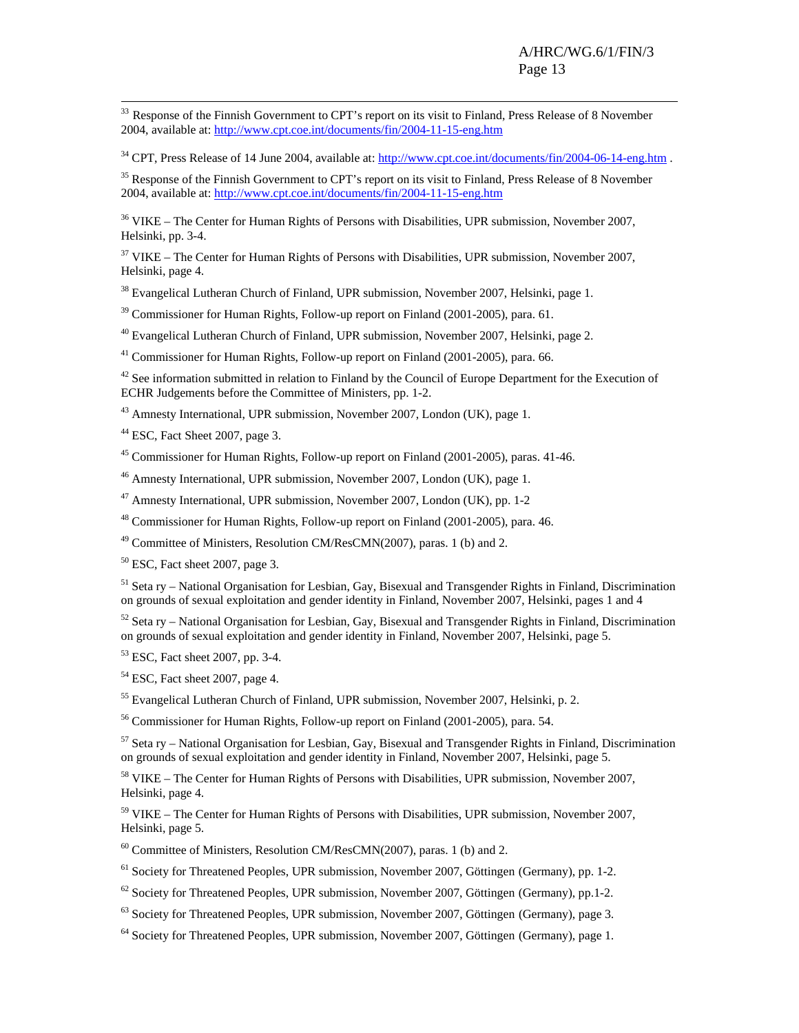[33] Response of the Finnish Government to CPT's report on its visit to Finland, Press Release of 8 November 2004, available at: http://www.cpt.coe.int/documents/fin/2004-11-15-eng.htm

[34] CPT, Press Release of 14 June 2004, available at: http://www.cpt.coe.int/documents/fin/2004-06-14-eng.htm .

[35] Response of the Finnish Government to CPT's report on its visit to Finland, Press Release of 8 November 2004, available at: http://www.cpt.coe.int/documents/fin/2004-11-15-eng.htm

[36] VIKE – The Center for Human Rights of Persons with Disabilities, UPR submission, November 2007, Helsinki, pp. 3-4.

[37] VIKE – The Center for Human Rights of Persons with Disabilities, UPR submission, November 2007, Helsinki, page 4.

[38] Evangelical Lutheran Church of Finland, UPR submission, November 2007, Helsinki, page 1.

[39] Commissioner for Human Rights, Follow-up report on Finland (2001-2005), para. 61.

[40] Evangelical Lutheran Church of Finland, UPR submission, November 2007, Helsinki, page 2.

[41] Commissioner for Human Rights, Follow-up report on Finland (2001-2005), para. 66.

[42] See information submitted in relation to Finland by the Council of Europe Department for the Execution of ECHR Judgements before the Committee of Ministers, pp. 1-2.

[43] Amnesty International, UPR submission, November 2007, London (UK), page 1.

[44] ESC, Fact Sheet 2007, page 3.

[45] Commissioner for Human Rights, Follow-up report on Finland (2001-2005), paras. 41-46.

[46] Amnesty International, UPR submission, November 2007, London (UK), page 1.

[47] Amnesty International, UPR submission, November 2007, London (UK), pp. 1-2

[48] Commissioner for Human Rights, Follow-up report on Finland (2001-2005), para. 46.

[49] Committee of Ministers, Resolution CM/ResCMN(2007), paras. 1 (b) and 2.

[50] ESC, Fact sheet 2007, page 3.

[51] Seta ry – National Organisation for Lesbian, Gay, Bisexual and Transgender Rights in Finland, Discrimination on grounds of sexual exploitation and gender identity in Finland, November 2007, Helsinki, pages 1 and 4

[52] Seta ry – National Organisation for Lesbian, Gay, Bisexual and Transgender Rights in Finland, Discrimination on grounds of sexual exploitation and gender identity in Finland, November 2007, Helsinki, page 5.

[53] ESC, Fact sheet 2007, pp. 3-4.

[54] ESC, Fact sheet 2007, page 4.

[55] Evangelical Lutheran Church of Finland, UPR submission, November 2007, Helsinki, p. 2.

[56] Commissioner for Human Rights, Follow-up report on Finland (2001-2005), para. 54.

[57] Seta ry – National Organisation for Lesbian, Gay, Bisexual and Transgender Rights in Finland, Discrimination on grounds of sexual exploitation and gender identity in Finland, November 2007, Helsinki, page 5.

[58] VIKE – The Center for Human Rights of Persons with Disabilities, UPR submission, November 2007, Helsinki, page 4.

[59] VIKE – The Center for Human Rights of Persons with Disabilities, UPR submission, November 2007, Helsinki, page 5.

[60] Committee of Ministers, Resolution CM/ResCMN(2007), paras. 1 (b) and 2.

[61] Society for Threatened Peoples, UPR submission, November 2007, Göttingen (Germany), pp. 1-2.

[62] Society for Threatened Peoples, UPR submission, November 2007, Göttingen (Germany), pp.1-2.

[63] Society for Threatened Peoples, UPR submission, November 2007, Göttingen (Germany), page 3.

[64] Society for Threatened Peoples, UPR submission, November 2007, Göttingen (Germany), page 1.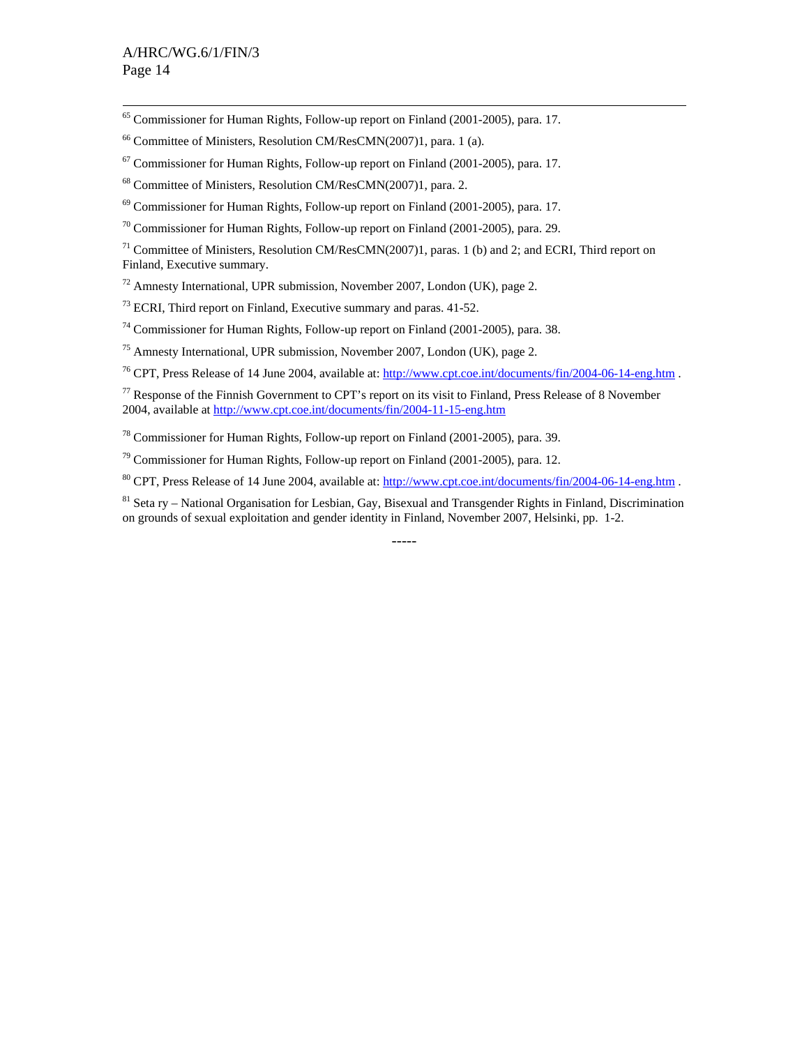[65] Commissioner for Human Rights, Follow-up report on Finland (2001-2005), para. 17.

[66] Committee of Ministers, Resolution CM/ResCMN(2007)1, para. 1 (a).

[67] Commissioner for Human Rights, Follow-up report on Finland (2001-2005), para. 17.

[68] Committee of Ministers, Resolution CM/ResCMN(2007)1, para. 2.

[69] Commissioner for Human Rights, Follow-up report on Finland (2001-2005), para. 17.

[70] Commissioner for Human Rights, Follow-up report on Finland (2001-2005), para. 29.

[71] Committee of Ministers, Resolution CM/ResCMN(2007)1, paras. 1 (b) and 2; and ECRI, Third report on Finland, Executive summary.

[72] Amnesty International, UPR submission, November 2007, London (UK), page 2.

[73] ECRI, Third report on Finland, Executive summary and paras. 41-52.

[74] Commissioner for Human Rights, Follow-up report on Finland (2001-2005), para. 38.

[75] Amnesty International, UPR submission, November 2007, London (UK), page 2.

[76] CPT, Press Release of 14 June 2004, available at: http://www.cpt.coe.int/documents/fin/2004-06-14-eng.htm .

[77] Response of the Finnish Government to CPT's report on its visit to Finland, Press Release of 8 November 2004, available at http://www.cpt.coe.int/documents/fin/2004-11-15-eng.htm

[78] Commissioner for Human Rights, Follow-up report on Finland (2001-2005), para. 39.

[79] Commissioner for Human Rights, Follow-up report on Finland (2001-2005), para. 12.

[80] CPT, Press Release of 14 June 2004, available at: http://www.cpt.coe.int/documents/fin/2004-06-14-eng.htm .

[81] Seta ry – National Organisation for Lesbian, Gay, Bisexual and Transgender Rights in Finland, Discrimination on grounds of sexual exploitation and gender identity in Finland, November 2007, Helsinki, pp. 1-2.

-----